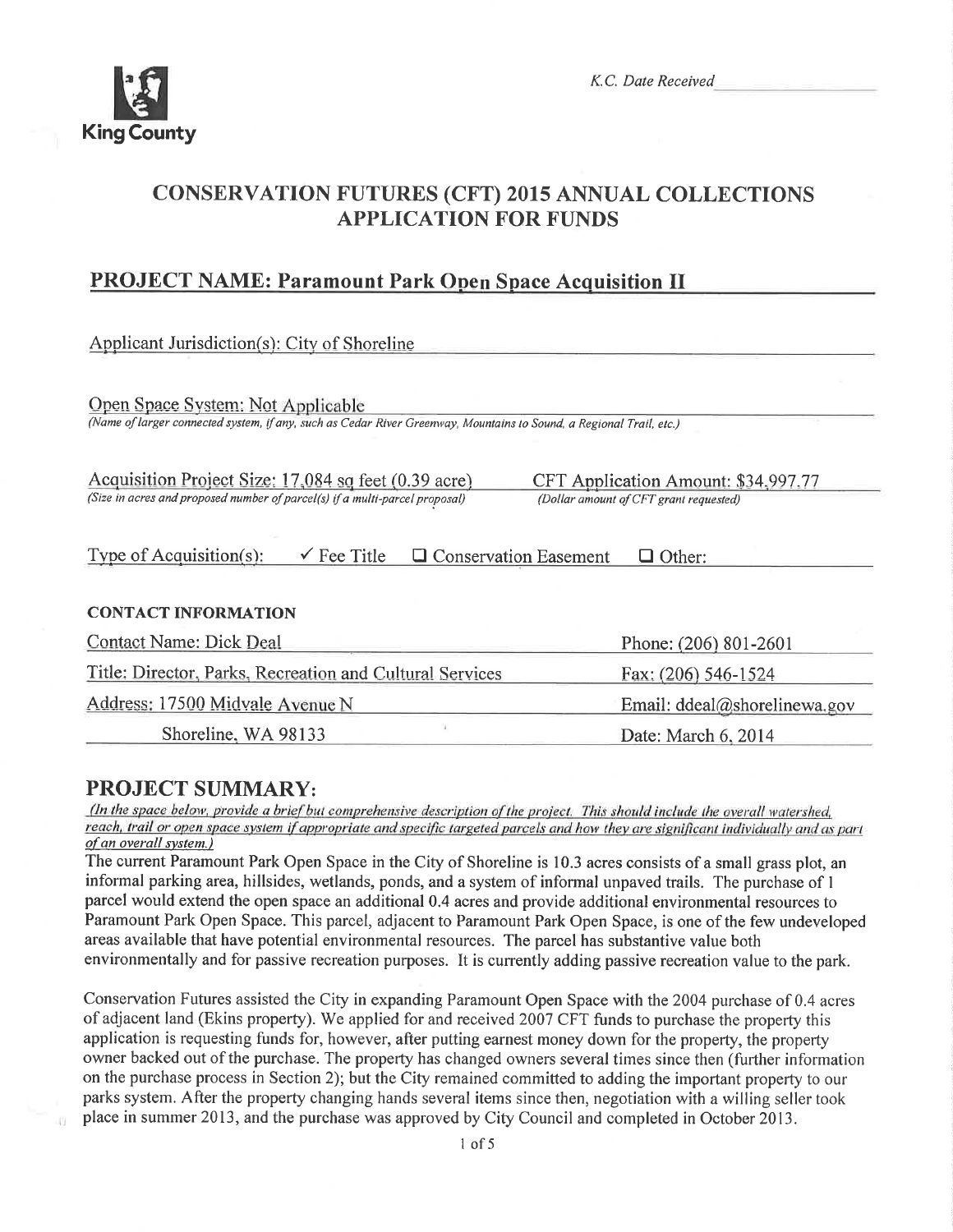K.C. Date Received

King County

# CONSERVATION FUTURES (CFT) 2015 ANNUAL COLLECTIONS APPLICATION FOR FUNDS

## PROJECT NAME: Paramount Park Open Space Acquisition II

Applicant Jurisdiction(s): City of Shoreline

Open Space System: Not Applicable
*(Name of larger connected system, if any, such as Cedar River Greenway, Mountains to Sound, a Regional Trail, etc.)*

Acquisition Project Size: 17,084 sq feet (0.39 acre)
*(Size in acres and proposed number of parcel(s) if a multi-parcel proposal)*

CFT Application Amount: $34,997.77
*(Dollar amount of CFT grant requested)*

Type of Acquisition(s): ✓ Fee Title ☐ Conservation Easement ☐ Other:

### CONTACT INFORMATION

| | |
|---|---|
| Contact Name: Dick Deal | Phone: (206) 801-2601 |
| Title: Director, Parks, Recreation and Cultural Services | Fax: (206) 546-1524 |
| Address: 17500 Midvale Avenue N | Email: ddeal@shorelinewa.gov |
| Shoreline, WA 98133 | Date: March 6, 2014 |

## PROJECT SUMMARY:

*(In the space below, provide a brief but comprehensive description of the project. This should include the overall watershed, reach, trail or open space system if appropriate and specific targeted parcels and how they are significant individually and as part of an overall system.)*

The current Paramount Park Open Space in the City of Shoreline is 10.3 acres consists of a small grass plot, an informal parking area, hillsides, wetlands, ponds, and a system of informal unpaved trails. The purchase of 1 parcel would extend the open space an additional 0.4 acres and provide additional environmental resources to Paramount Park Open Space. This parcel, adjacent to Paramount Park Open Space, is one of the few undeveloped areas available that have potential environmental resources. The parcel has substantive value both environmentally and for passive recreation purposes. It is currently adding passive recreation value to the park.

Conservation Futures assisted the City in expanding Paramount Open Space with the 2004 purchase of 0.4 acres of adjacent land (Ekins property). We applied for and received 2007 CFT funds to purchase the property this application is requesting funds for, however, after putting earnest money down for the property, the property owner backed out of the purchase. The property has changed owners several times since then (further information on the purchase process in Section 2); but the City remained committed to adding the important property to our parks system. After the property changing hands several items since then, negotiation with a willing seller took place in summer 2013, and the purchase was approved by City Council and completed in October 2013.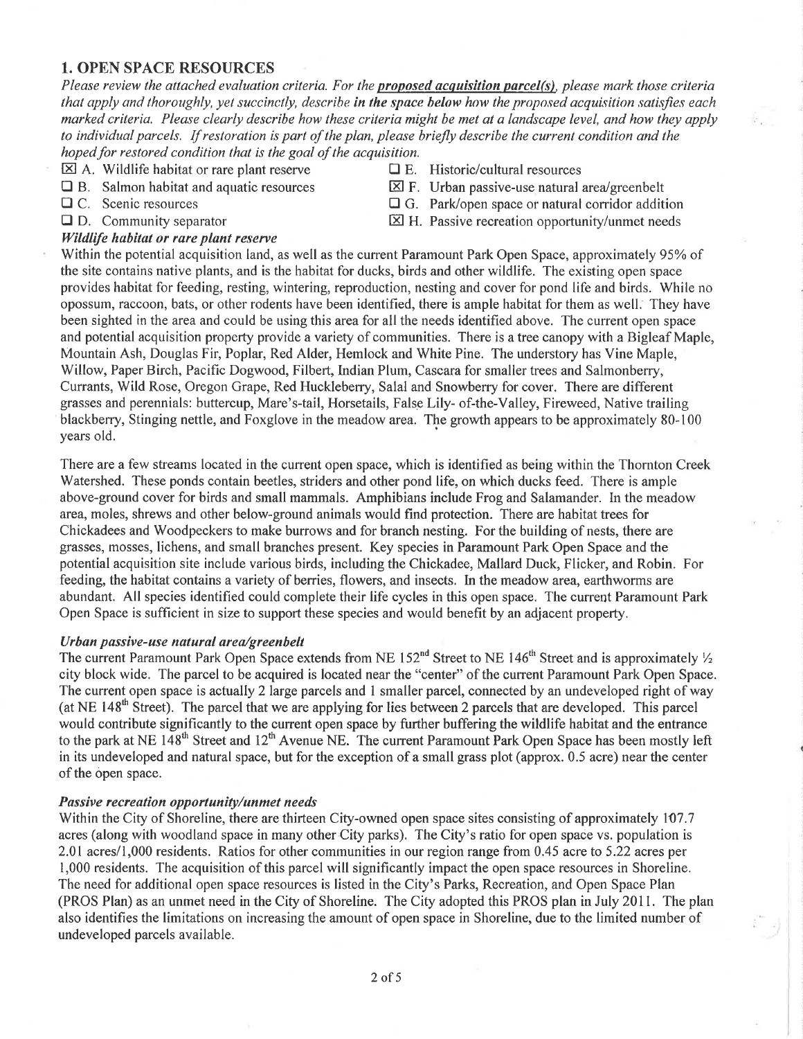## 1. OPEN SPACE RESOURCES

*Please review the attached evaluation criteria. For the* ***proposed acquisition parcel(s)****, please mark those criteria that apply and thoroughly, yet succinctly, describe* ***in the space below*** *how the proposed acquisition satisfies each marked criteria. Please clearly describe how these criteria might be met at a landscape level, and how they apply to individual parcels. If restoration is part of the plan, please briefly describe the current condition and the hoped for restored condition that is the goal of the acquisition.*

- ☒ A. Wildlife habitat or rare plant reserve
- ☐ B. Salmon habitat and aquatic resources
- ☐ C. Scenic resources
- ☐ D. Community separator
- ☐ E. Historic/cultural resources
- ☒ F. Urban passive-use natural area/greenbelt
- ☐ G. Park/open space or natural corridor addition
- ☒ H. Passive recreation opportunity/unmet needs

***Wildlife habitat or rare plant reserve***

Within the potential acquisition land, as well as the current Paramount Park Open Space, approximately 95% of the site contains native plants, and is the habitat for ducks, birds and other wildlife. The existing open space provides habitat for feeding, resting, wintering, reproduction, nesting and cover for pond life and birds. While no opossum, raccoon, bats, or other rodents have been identified, there is ample habitat for them as well. They have been sighted in the area and could be using this area for all the needs identified above. The current open space and potential acquisition property provide a variety of communities. There is a tree canopy with a Bigleaf Maple, Mountain Ash, Douglas Fir, Poplar, Red Alder, Hemlock and White Pine. The understory has Vine Maple, Willow, Paper Birch, Pacific Dogwood, Filbert, Indian Plum, Cascara for smaller trees and Salmonberry, Currants, Wild Rose, Oregon Grape, Red Huckleberry, Salal and Snowberry for cover. There are different grasses and perennials: buttercup, Mare's-tail, Horsetails, False Lily- of-the-Valley, Fireweed, Native trailing blackberry, Stinging nettle, and Foxglove in the meadow area. The growth appears to be approximately 80-100 years old.

There are a few streams located in the current open space, which is identified as being within the Thornton Creek Watershed. These ponds contain beetles, striders and other pond life, on which ducks feed. There is ample above-ground cover for birds and small mammals. Amphibians include Frog and Salamander. In the meadow area, moles, shrews and other below-ground animals would find protection. There are habitat trees for Chickadees and Woodpeckers to make burrows and for branch nesting. For the building of nests, there are grasses, mosses, lichens, and small branches present. Key species in Paramount Park Open Space and the potential acquisition site include various birds, including the Chickadee, Mallard Duck, Flicker, and Robin. For feeding, the habitat contains a variety of berries, flowers, and insects. In the meadow area, earthworms are abundant. All species identified could complete their life cycles in this open space. The current Paramount Park Open Space is sufficient in size to support these species and would benefit by an adjacent property.

***Urban passive-use natural area/greenbelt***

The current Paramount Park Open Space extends from NE 152nd Street to NE 146th Street and is approximately ½ city block wide. The parcel to be acquired is located near the "center" of the current Paramount Park Open Space. The current open space is actually 2 large parcels and 1 smaller parcel, connected by an undeveloped right of way (at NE 148th Street). The parcel that we are applying for lies between 2 parcels that are developed. This parcel would contribute significantly to the current open space by further buffering the wildlife habitat and the entrance to the park at NE 148th Street and 12th Avenue NE. The current Paramount Park Open Space has been mostly left in its undeveloped and natural space, but for the exception of a small grass plot (approx. 0.5 acre) near the center of the open space.

***Passive recreation opportunity/unmet needs***

Within the City of Shoreline, there are thirteen City-owned open space sites consisting of approximately 107.7 acres (along with woodland space in many other City parks). The City's ratio for open space vs. population is 2.01 acres/1,000 residents. Ratios for other communities in our region range from 0.45 acre to 5.22 acres per 1,000 residents. The acquisition of this parcel will significantly impact the open space resources in Shoreline. The need for additional open space resources is listed in the City's Parks, Recreation, and Open Space Plan (PROS Plan) as an unmet need in the City of Shoreline. The City adopted this PROS plan in July 2011. The plan also identifies the limitations on increasing the amount of open space in Shoreline, due to the limited number of undeveloped parcels available.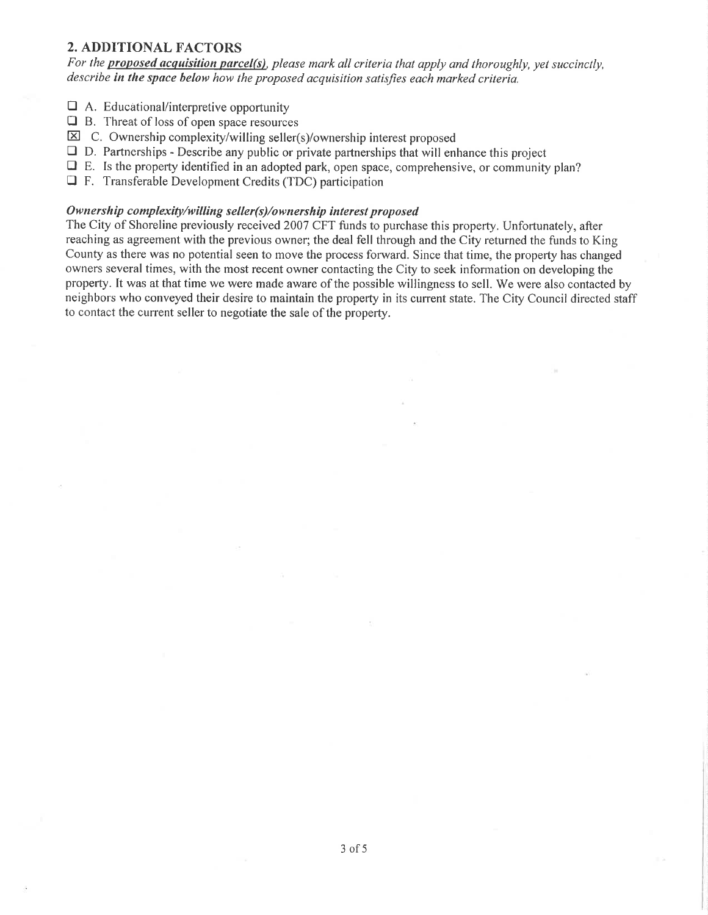## 2. ADDITIONAL FACTORS

*For the **proposed acquisition parcel(s)**, please mark all criteria that apply and thoroughly, yet succinctly, describe **in the space below** how the proposed acquisition satisfies each marked criteria.*

- ☐ A. Educational/interpretive opportunity
- ☐ B. Threat of loss of open space resources
- ☒ C. Ownership complexity/willing seller(s)/ownership interest proposed
- ☐ D. Partnerships - Describe any public or private partnerships that will enhance this project
- ☐ E. Is the property identified in an adopted park, open space, comprehensive, or community plan?
- ☐ F. Transferable Development Credits (TDC) participation

***Ownership complexity/willing seller(s)/ownership interest proposed***

The City of Shoreline previously received 2007 CFT funds to purchase this property. Unfortunately, after reaching as agreement with the previous owner; the deal fell through and the City returned the funds to King County as there was no potential seen to move the process forward. Since that time, the property has changed owners several times, with the most recent owner contacting the City to seek information on developing the property. It was at that time we were made aware of the possible willingness to sell. We were also contacted by neighbors who conveyed their desire to maintain the property in its current state. The City Council directed staff to contact the current seller to negotiate the sale of the property.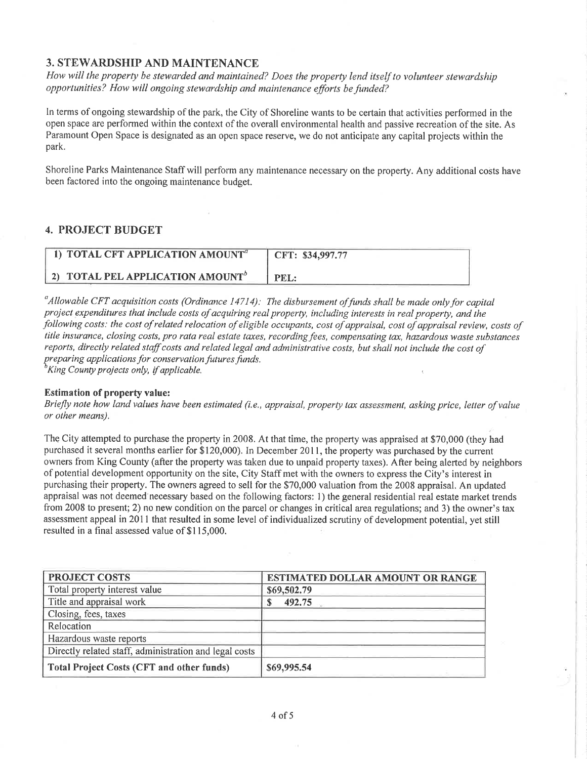## 3. STEWARDSHIP AND MAINTENANCE

*How will the property be stewarded and maintained? Does the property lend itself to volunteer stewardship opportunities? How will ongoing stewardship and maintenance efforts be funded?*

In terms of ongoing stewardship of the park, the City of Shoreline wants to be certain that activities performed in the open space are performed within the context of the overall environmental health and passive recreation of the site. As Paramount Open Space is designated as an open space reserve, we do not anticipate any capital projects within the park.

Shoreline Parks Maintenance Staff will perform any maintenance necessary on the property. Any additional costs have been factored into the ongoing maintenance budget.

## 4. PROJECT BUDGET

| 1) TOTAL CFT APPLICATION AMOUNT[a] | CFT: $34,997.77 |
|---|---|
| 2) TOTAL PEL APPLICATION AMOUNT[b] | PEL: |

[a]*Allowable CFT acquisition costs (Ordinance 14714): The disbursement of funds shall be made only for capital project expenditures that include costs of acquiring real property, including interests in real property, and the following costs: the cost of related relocation of eligible occupants, cost of appraisal, cost of appraisal review, costs of title insurance, closing costs, pro rata real estate taxes, recording fees, compensating tax, hazardous waste substances reports, directly related staff costs and related legal and administrative costs, but shall not include the cost of preparing applications for conservation futures funds.*
[b]*King County projects only, if applicable.*

**Estimation of property value:**
*Briefly note how land values have been estimated (i.e., appraisal, property tax assessment, asking price, letter of value or other means).*

The City attempted to purchase the property in 2008. At that time, the property was appraised at $70,000 (they had purchased it several months earlier for $120,000). In December 2011, the property was purchased by the current owners from King County (after the property was taken due to unpaid property taxes). After being alerted by neighbors of potential development opportunity on the site, City Staff met with the owners to express the City's interest in purchasing their property. The owners agreed to sell for the $70,000 valuation from the 2008 appraisal. An updated appraisal was not deemed necessary based on the following factors: 1) the general residential real estate market trends from 2008 to present; 2) no new condition on the parcel or changes in critical area regulations; and 3) the owner's tax assessment appeal in 2011 that resulted in some level of individualized scrutiny of development potential, yet still resulted in a final assessed value of $115,000.

| PROJECT COSTS | ESTIMATED DOLLAR AMOUNT OR RANGE |
|---|---|
| Total property interest value | $69,502.79 |
| Title and appraisal work | $ 492.75 |
| Closing, fees, taxes | |
| Relocation | |
| Hazardous waste reports | |
| Directly related staff, administration and legal costs | |
| **Total Project Costs (CFT and other funds)** | $69,995.54 |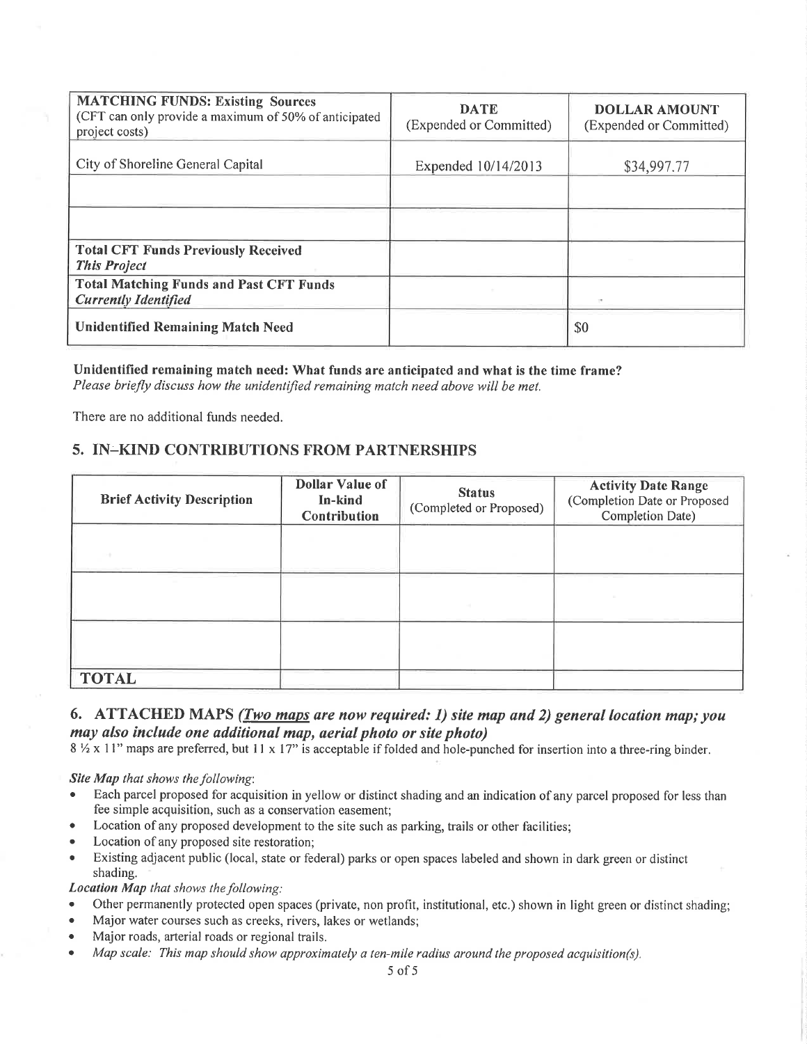| **MATCHING FUNDS: Existing Sources** (CFT can only provide a maximum of 50% of anticipated project costs) | **DATE** (Expended or Committed) | **DOLLAR AMOUNT** (Expended or Committed) |
|---|---|---|
| City of Shoreline General Capital | Expended 10/14/2013 | $34,997.77 |
| | | |
| | | |
| **Total CFT Funds Previously Received** ***This Project*** | | |
| **Total Matching Funds and Past CFT Funds** ***Currently Identified*** | | |
| **Unidentified Remaining Match Need** | | $0 |

**Unidentified remaining match need: What funds are anticipated and what is the time frame?**
*Please briefly discuss how the unidentified remaining match need above will be met.*

There are no additional funds needed.

## 5. IN–KIND CONTRIBUTIONS FROM PARTNERSHIPS

| Brief Activity Description | Dollar Value of In-kind Contribution | Status (Completed or Proposed) | Activity Date Range (Completion Date or Proposed Completion Date) |
|---|---|---|---|
| | | | |
| | | | |
| | | | |
| **TOTAL** | | | |

## 6. ATTACHED MAPS *(Two maps are now required: 1) site map and 2) general location map; you may also include one additional map, aerial photo or site photo)*

8 ½ x 11" maps are preferred, but 11 x 17" is acceptable if folded and hole-punched for insertion into a three-ring binder.

***Site Map** that shows the following:*

- Each parcel proposed for acquisition in yellow or distinct shading and an indication of any parcel proposed for less than fee simple acquisition, such as a conservation easement;
- Location of any proposed development to the site such as parking, trails or other facilities;
- Location of any proposed site restoration;
- Existing adjacent public (local, state or federal) parks or open spaces labeled and shown in dark green or distinct shading.

***Location Map** that shows the following:*

- Other permanently protected open spaces (private, non profit, institutional, etc.) shown in light green or distinct shading;
- Major water courses such as creeks, rivers, lakes or wetlands;
- Major roads, arterial roads or regional trails.
- *Map scale: This map should show approximately a ten-mile radius around the proposed acquisition(s).*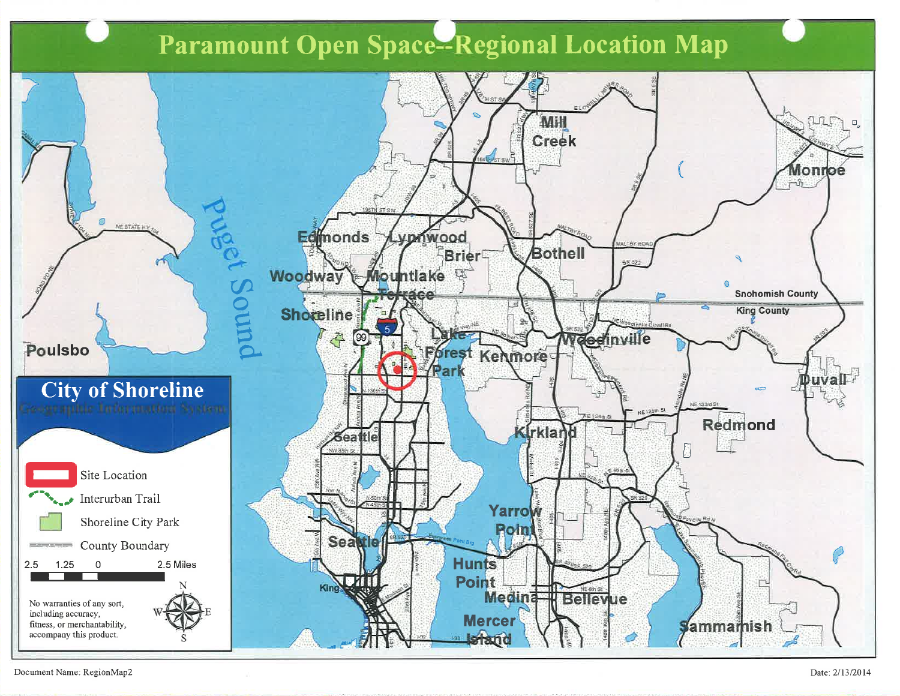# Paramount Open Space--Regional Location Map

**City of Shoreline**

Geographic Information System

- Site Location
- Interurban Trail
- Shoreline City Park
- County Boundary

2.5 1.25 0 2.5 Miles

No warranties of any sort, including accuracy, fitness, or merchantability, accompany this product.

Document Name: RegionMap2

Date: 2/13/2014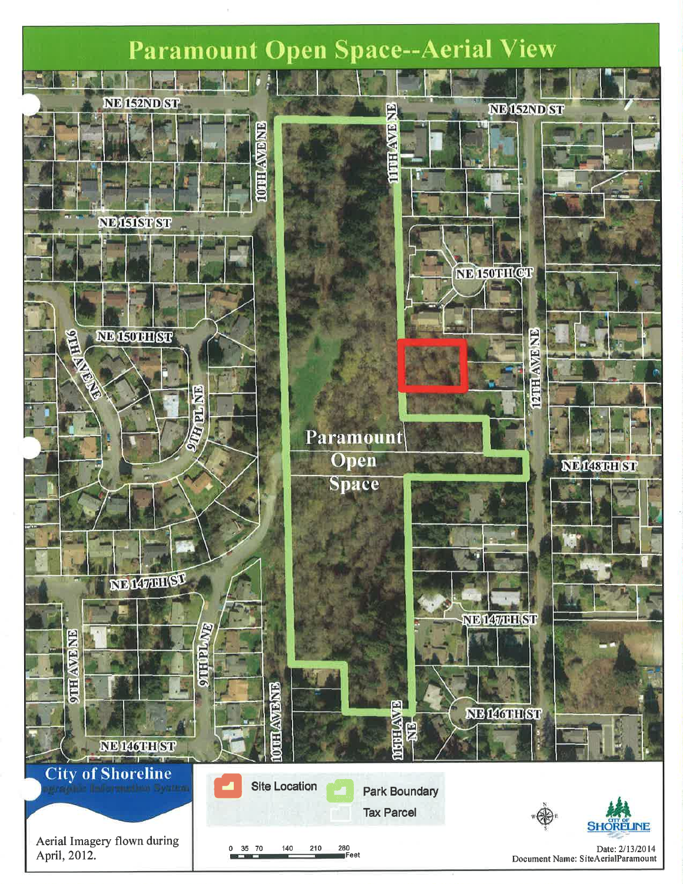# Paramount Open Space--Aerial View

NE 152ND ST
NE 152ND ST
10TH AVE NE
11TH AVE NE
NE 151ST ST
NE 150TH CT
NE 150TH ST
9TH AVE NE
9TH PL NE
12TH AVE NE
Paramount Open Space
NE 148TH ST
NE 147TH ST
NE 147TH ST
9TH AVE NE
9TH PL NE
10TH AVE NE
11TH AVE NE
NE 146TH ST
NE 146TH ST

City of Shoreline
Geographic Information System

Aerial Imagery flown during April, 2012.

Site Location
Park Boundary
Tax Parcel

0 35 70 140 210 280
Feet

N
W E
S

CITY OF SHORELINE

Date: 2/13/2014
Document Name: SiteAerialParamount